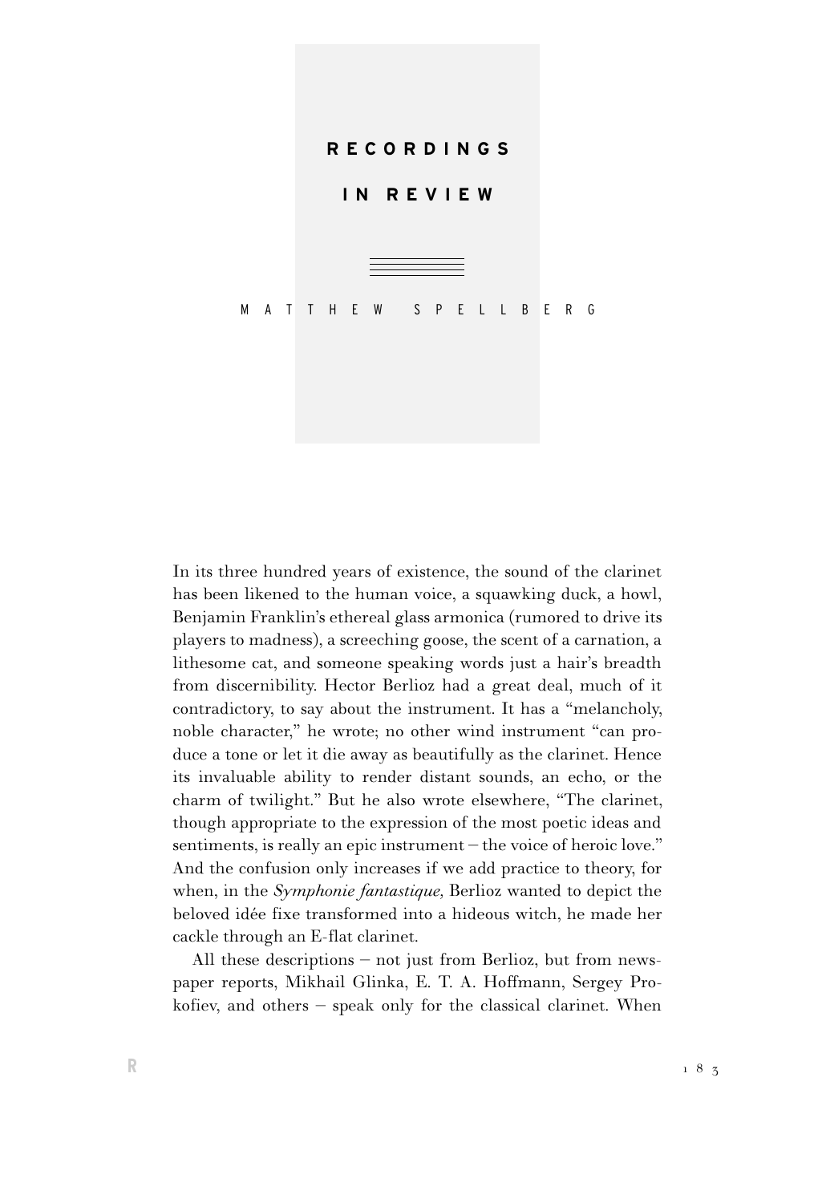# RECORDINGS IN REVIEW

MATTHEW SPELLBERG

In its three hundred years of existence, the sound of the clarinet has been likened to the human voice, a squawking duck, a howl, Benjamin Franklin's ethereal glass armonica (rumored to drive its players to madness), a screeching goose, the scent of a carnation, a lithesome cat, and someone speaking words just a hair's breadth from discernibility. Hector Berlioz had a great deal, much of it contradictory, to say about the instrument. It has a "melancholy, noble character," he wrote; no other wind instrument "can produce a tone or let it die away as beautifully as the clarinet. Hence its invaluable ability to render distant sounds, an echo, or the charm of twilight." But he also wrote elsewhere, "The clarinet, though appropriate to the expression of the most poetic ideas and sentiments, is really an epic instrument – the voice of heroic love." And the confusion only increases if we add practice to theory, for when, in the *Symphonie fantastique,* Berlioz wanted to depict the beloved idée fixe transformed into a hideous witch, he made her cackle through an E-flat clarinet.

All these descriptions – not just from Berlioz, but from newspaper reports, Mikhail Glinka, E. T. A. Hoffmann, Sergey Prokofiev, and others – speak only for the classical clarinet. When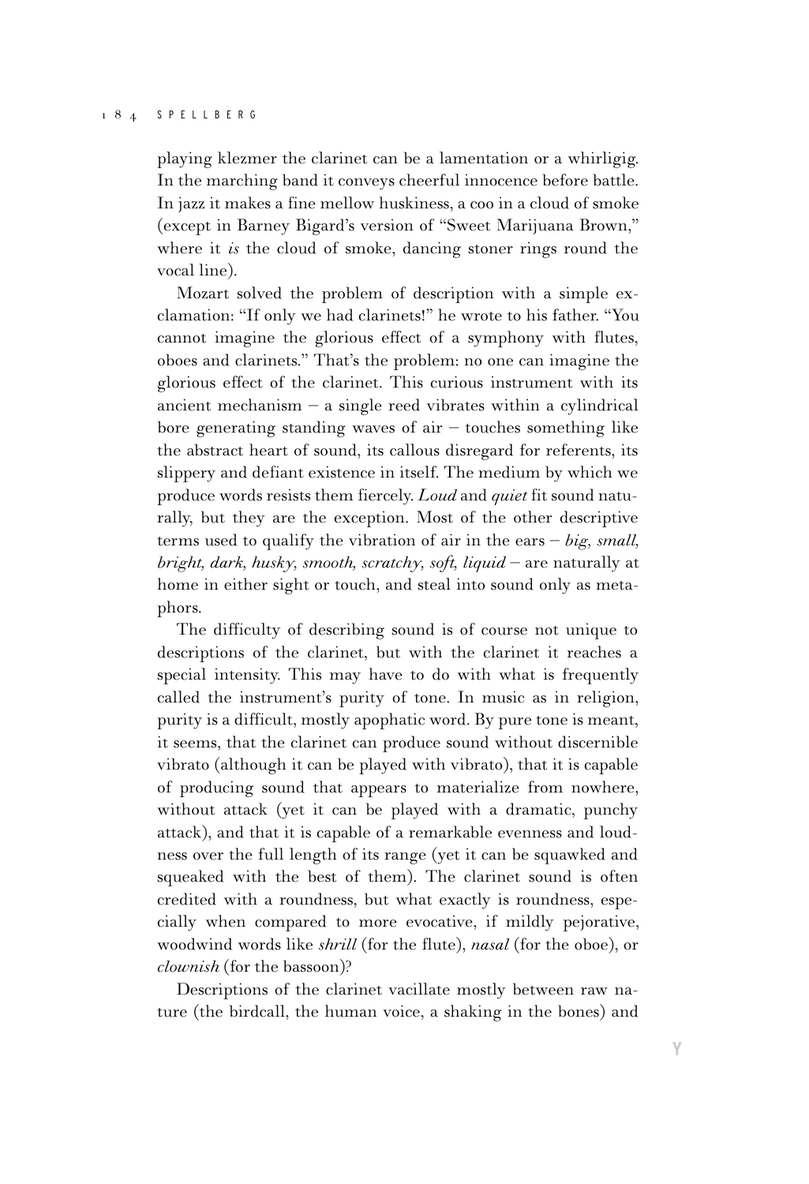playing klezmer the clarinet can be a lamentation or a whirligig. In the marching band it conveys cheerful innocence before battle. In jazz it makes a fine mellow huskiness, a coo in a cloud of smoke (except in Barney Bigard's version of "Sweet Marijuana Brown," where it *is* the cloud of smoke, dancing stoner rings round the vocal line).

Mozart solved the problem of description with a simple exclamation: "If only we had clarinets!" he wrote to his father. "You cannot imagine the glorious effect of a symphony with flutes, oboes and clarinets." That's the problem: no one can imagine the glorious effect of the clarinet. This curious instrument with its ancient mechanism – a single reed vibrates within a cylindrical bore generating standing waves of air – touches something like the abstract heart of sound, its callous disregard for referents, its slippery and defiant existence in itself. The medium by which we produce words resists them fiercely. *Loud* and *quiet* fit sound naturally, but they are the exception. Most of the other descriptive terms used to qualify the vibration of air in the ears – *big, small, bright, dark, husky, smooth, scratchy, soft, liquid* – are naturally at home in either sight or touch, and steal into sound only as metaphors.

The difficulty of describing sound is of course not unique to descriptions of the clarinet, but with the clarinet it reaches a special intensity. This may have to do with what is frequently called the instrument's purity of tone. In music as in religion, purity is a difficult, mostly apophatic word. By pure tone is meant, it seems, that the clarinet can produce sound without discernible vibrato (although it can be played with vibrato), that it is capable of producing sound that appears to materialize from nowhere, without attack (yet it can be played with a dramatic, punchy attack), and that it is capable of a remarkable evenness and loudness over the full length of its range (yet it can be squawked and squeaked with the best of them). The clarinet sound is often credited with a roundness, but what exactly is roundness, especially when compared to more evocative, if mildly pejorative, woodwind words like *shrill* (for the flute), *nasal* (for the oboe), or *clownish* (for the bassoon)?

Descriptions of the clarinet vacillate mostly between raw nature (the birdcall, the human voice, a shaking in the bones) and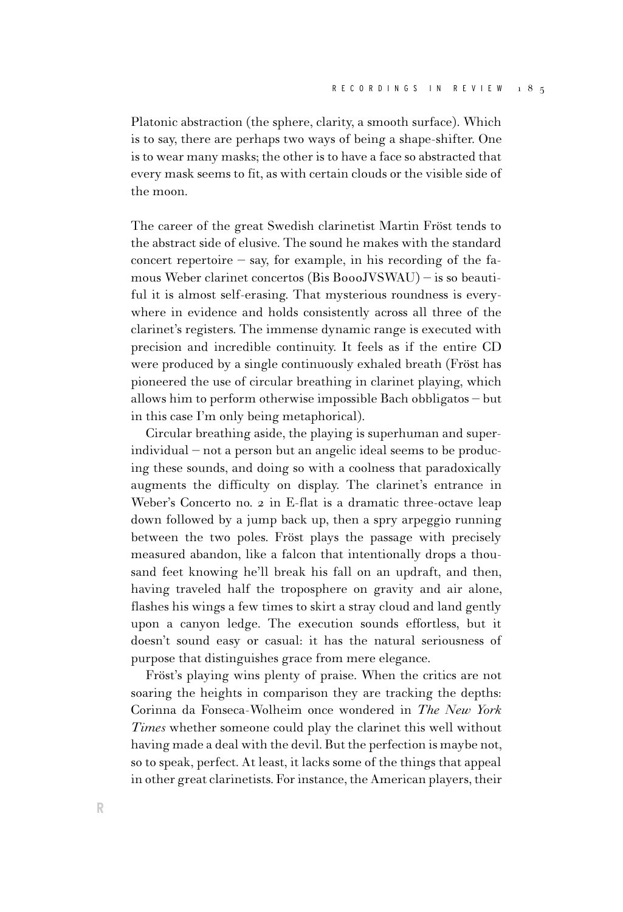Platonic abstraction (the sphere, clarity, a smooth surface). Which is to say, there are perhaps two ways of being a shape-shifter. One is to wear many masks; the other is to have a face so abstracted that every mask seems to fit, as with certain clouds or the visible side of the moon.

The career of the great Swedish clarinetist Martin Fröst tends to the abstract side of elusive. The sound he makes with the standard concert repertoire – say, for example, in his recording of the famous Weber clarinet concertos (Bis B000JVSWAU) – is so beautiful it is almost self-erasing. That mysterious roundness is everywhere in evidence and holds consistently across all three of the clarinet's registers. The immense dynamic range is executed with precision and incredible continuity. It feels as if the entire CD were produced by a single continuously exhaled breath (Fröst has pioneered the use of circular breathing in clarinet playing, which allows him to perform otherwise impossible Bach obbligatos – but in this case I'm only being metaphorical).

Circular breathing aside, the playing is superhuman and super-individual – not a person but an angelic ideal seems to be producing these sounds, and doing so with a coolness that paradoxically augments the difficulty on display. The clarinet's entrance in Weber's Concerto no. 2 in E-flat is a dramatic three-octave leap down followed by a jump back up, then a spry arpeggio running between the two poles. Fröst plays the passage with precisely measured abandon, like a falcon that intentionally drops a thousand feet knowing he'll break his fall on an updraft, and then, having traveled half the troposphere on gravity and air alone, flashes his wings a few times to skirt a stray cloud and land gently upon a canyon ledge. The execution sounds effortless, but it doesn't sound easy or casual: it has the natural seriousness of purpose that distinguishes grace from mere elegance.

Fröst's playing wins plenty of praise. When the critics are not soaring the heights in comparison they are tracking the depths: Corinna da Fonseca-Wolheim once wondered in *The New York Times* whether someone could play the clarinet this well without having made a deal with the devil. But the perfection is maybe not, so to speak, perfect. At least, it lacks some of the things that appeal in other great clarinetists. For instance, the American players, their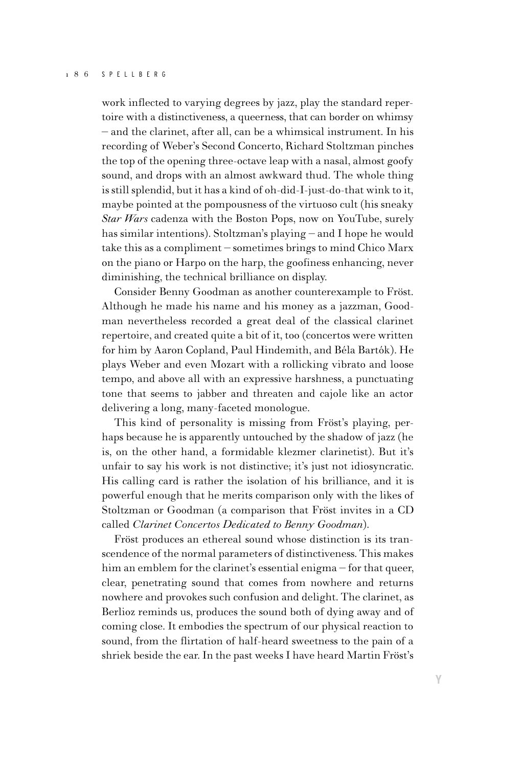work inflected to varying degrees by jazz, play the standard repertoire with a distinctiveness, a queerness, that can border on whimsy – and the clarinet, after all, can be a whimsical instrument. In his recording of Weber's Second Concerto, Richard Stoltzman pinches the top of the opening three-octave leap with a nasal, almost goofy sound, and drops with an almost awkward thud. The whole thing is still splendid, but it has a kind of oh-did-I-just-do-that wink to it, maybe pointed at the pompousness of the virtuoso cult (his sneaky *Star Wars* cadenza with the Boston Pops, now on YouTube, surely has similar intentions). Stoltzman's playing – and I hope he would take this as a compliment – sometimes brings to mind Chico Marx on the piano or Harpo on the harp, the goofiness enhancing, never diminishing, the technical brilliance on display.

Consider Benny Goodman as another counterexample to Fröst. Although he made his name and his money as a jazzman, Goodman nevertheless recorded a great deal of the classical clarinet repertoire, and created quite a bit of it, too (concertos were written for him by Aaron Copland, Paul Hindemith, and Béla Bartók). He plays Weber and even Mozart with a rollicking vibrato and loose tempo, and above all with an expressive harshness, a punctuating tone that seems to jabber and threaten and cajole like an actor delivering a long, many-faceted monologue.

This kind of personality is missing from Fröst's playing, perhaps because he is apparently untouched by the shadow of jazz (he is, on the other hand, a formidable klezmer clarinetist). But it's unfair to say his work is not distinctive; it's just not idiosyncratic. His calling card is rather the isolation of his brilliance, and it is powerful enough that he merits comparison only with the likes of Stoltzman or Goodman (a comparison that Fröst invites in a CD called *Clarinet Concertos Dedicated to Benny Goodman*).

Fröst produces an ethereal sound whose distinction is its transcendence of the normal parameters of distinctiveness. This makes him an emblem for the clarinet's essential enigma – for that queer, clear, penetrating sound that comes from nowhere and returns nowhere and provokes such confusion and delight. The clarinet, as Berlioz reminds us, produces the sound both of dying away and of coming close. It embodies the spectrum of our physical reaction to sound, from the flirtation of half-heard sweetness to the pain of a shriek beside the ear. In the past weeks I have heard Martin Fröst's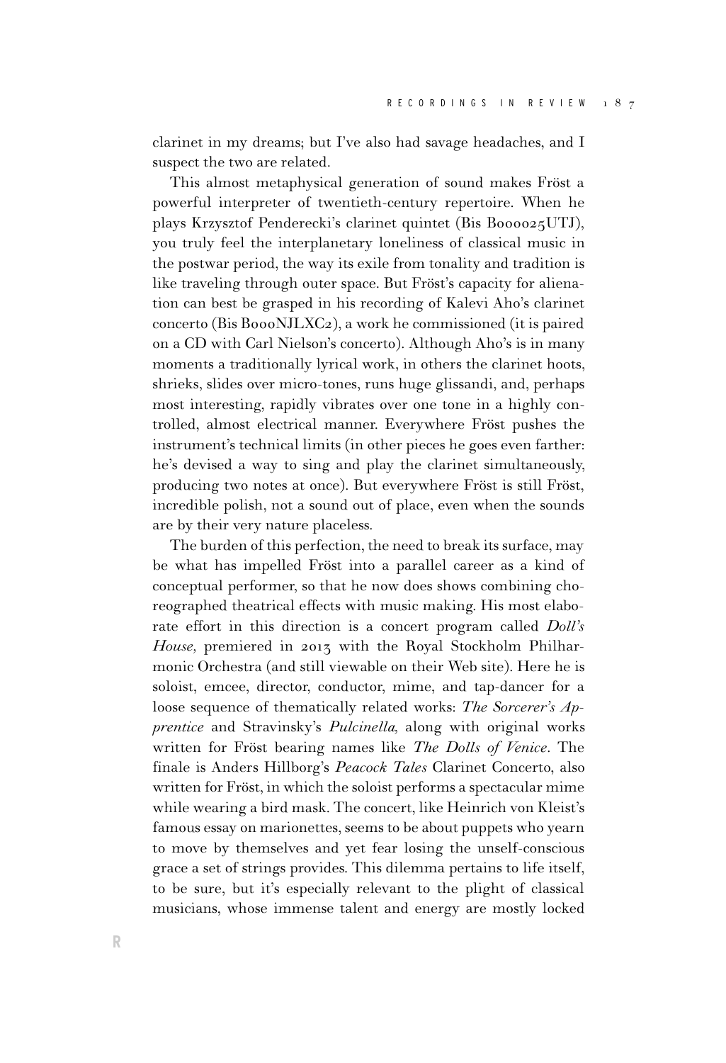clarinet in my dreams; but I've also had savage headaches, and I suspect the two are related.

This almost metaphysical generation of sound makes Fröst a powerful interpreter of twentieth-century repertoire. When he plays Krzysztof Penderecki's clarinet quintet (Bis B000025UTJ), you truly feel the interplanetary loneliness of classical music in the postwar period, the way its exile from tonality and tradition is like traveling through outer space. But Fröst's capacity for alienation can best be grasped in his recording of Kalevi Aho's clarinet concerto (Bis B000NJLXC2), a work he commissioned (it is paired on a CD with Carl Nielson's concerto). Although Aho's is in many moments a traditionally lyrical work, in others the clarinet hoots, shrieks, slides over micro-tones, runs huge glissandi, and, perhaps most interesting, rapidly vibrates over one tone in a highly controlled, almost electrical manner. Everywhere Fröst pushes the instrument's technical limits (in other pieces he goes even farther: he's devised a way to sing and play the clarinet simultaneously, producing two notes at once). But everywhere Fröst is still Fröst, incredible polish, not a sound out of place, even when the sounds are by their very nature placeless.

The burden of this perfection, the need to break its surface, may be what has impelled Fröst into a parallel career as a kind of conceptual performer, so that he now does shows combining choreographed theatrical effects with music making. His most elaborate effort in this direction is a concert program called *Doll's House,* premiered in 2013 with the Royal Stockholm Philharmonic Orchestra (and still viewable on their Web site). Here he is soloist, emcee, director, conductor, mime, and tap-dancer for a loose sequence of thematically related works: *The Sorcerer's Apprentice* and Stravinsky's *Pulcinella,* along with original works written for Fröst bearing names like *The Dolls of Venice*. The finale is Anders Hillborg's *Peacock Tales* Clarinet Concerto, also written for Fröst, in which the soloist performs a spectacular mime while wearing a bird mask. The concert, like Heinrich von Kleist's famous essay on marionettes, seems to be about puppets who yearn to move by themselves and yet fear losing the unself-conscious grace a set of strings provides. This dilemma pertains to life itself, to be sure, but it's especially relevant to the plight of classical musicians, whose immense talent and energy are mostly locked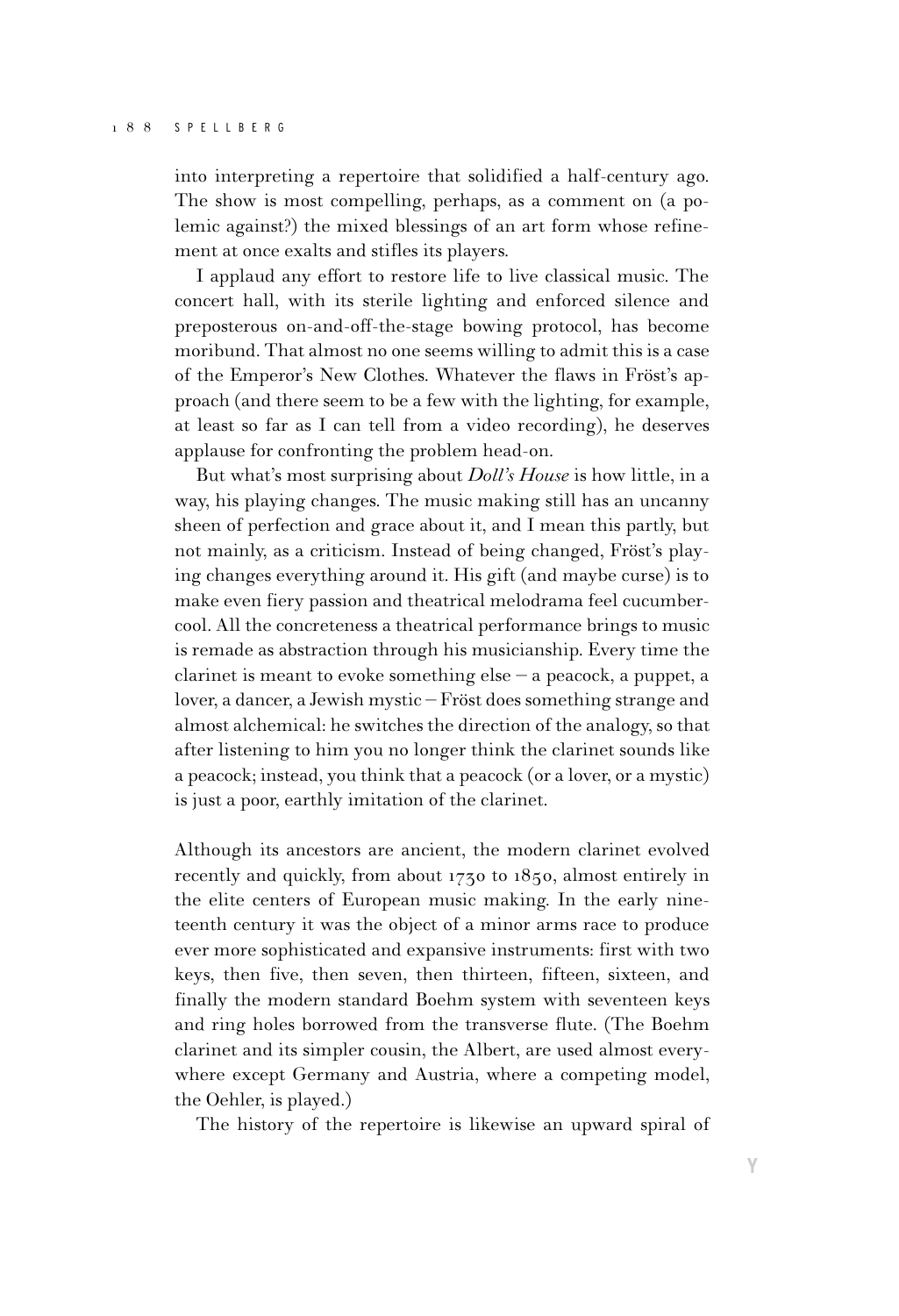into interpreting a repertoire that solidified a half-century ago. The show is most compelling, perhaps, as a comment on (a polemic against?) the mixed blessings of an art form whose refinement at once exalts and stifles its players.

I applaud any effort to restore life to live classical music. The concert hall, with its sterile lighting and enforced silence and preposterous on-and-off-the-stage bowing protocol, has become moribund. That almost no one seems willing to admit this is a case of the Emperor's New Clothes. Whatever the flaws in Fröst's approach (and there seem to be a few with the lighting, for example, at least so far as I can tell from a video recording), he deserves applause for confronting the problem head-on.

But what's most surprising about *Doll's House* is how little, in a way, his playing changes. The music making still has an uncanny sheen of perfection and grace about it, and I mean this partly, but not mainly, as a criticism. Instead of being changed, Fröst's playing changes everything around it. His gift (and maybe curse) is to make even fiery passion and theatrical melodrama feel cucumber-cool. All the concreteness a theatrical performance brings to music is remade as abstraction through his musicianship. Every time the clarinet is meant to evoke something else – a peacock, a puppet, a lover, a dancer, a Jewish mystic – Fröst does something strange and almost alchemical: he switches the direction of the analogy, so that after listening to him you no longer think the clarinet sounds like a peacock; instead, you think that a peacock (or a lover, or a mystic) is just a poor, earthly imitation of the clarinet.

Although its ancestors are ancient, the modern clarinet evolved recently and quickly, from about 1730 to 1850, almost entirely in the elite centers of European music making. In the early nineteenth century it was the object of a minor arms race to produce ever more sophisticated and expansive instruments: first with two keys, then five, then seven, then thirteen, fifteen, sixteen, and finally the modern standard Boehm system with seventeen keys and ring holes borrowed from the transverse flute. (The Boehm clarinet and its simpler cousin, the Albert, are used almost everywhere except Germany and Austria, where a competing model, the Oehler, is played.)

The history of the repertoire is likewise an upward spiral of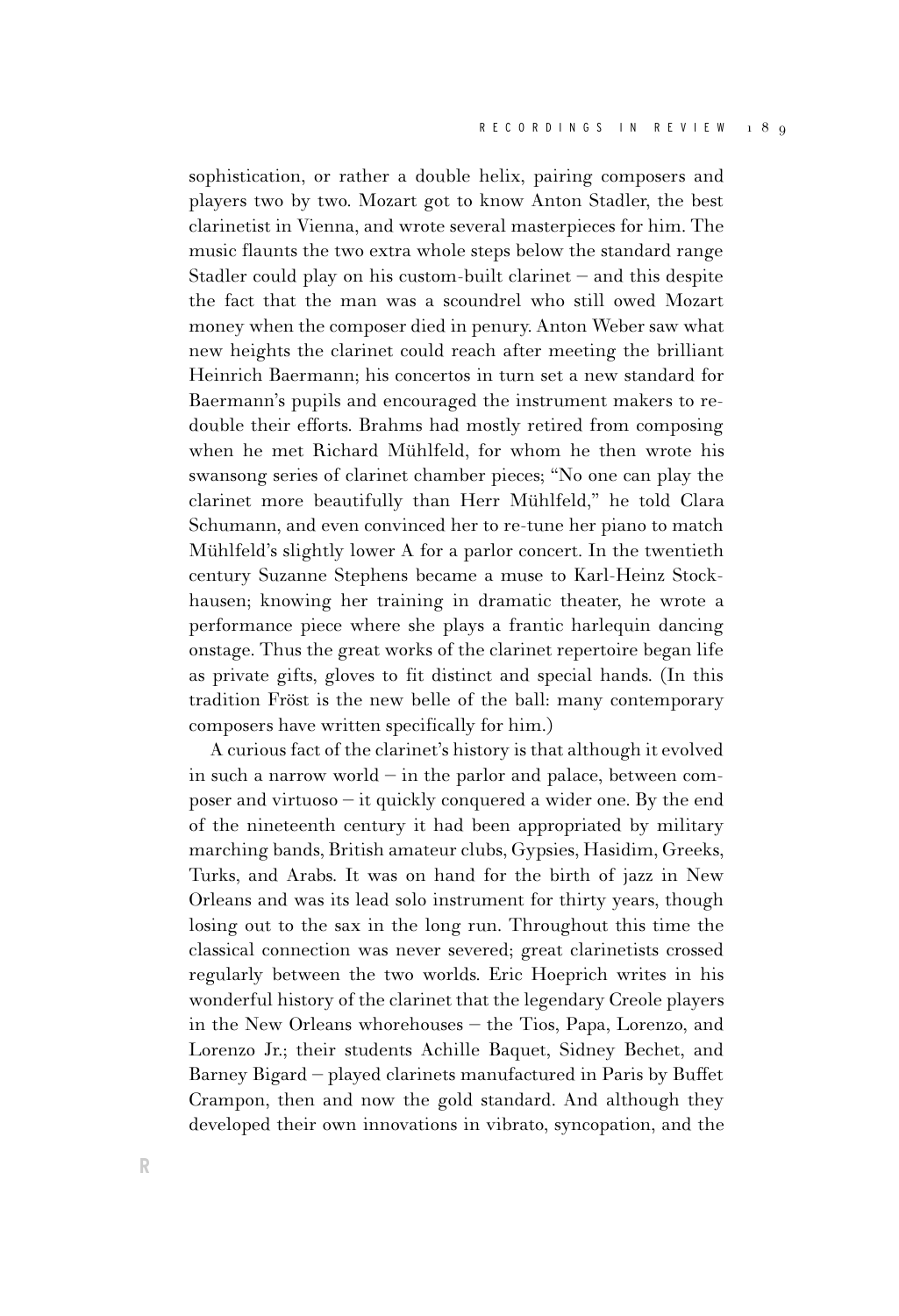sophistication, or rather a double helix, pairing composers and players two by two. Mozart got to know Anton Stadler, the best clarinetist in Vienna, and wrote several masterpieces for him. The music flaunts the two extra whole steps below the standard range Stadler could play on his custom-built clarinet – and this despite the fact that the man was a scoundrel who still owed Mozart money when the composer died in penury. Anton Weber saw what new heights the clarinet could reach after meeting the brilliant Heinrich Baermann; his concertos in turn set a new standard for Baermann's pupils and encouraged the instrument makers to redouble their efforts. Brahms had mostly retired from composing when he met Richard Mühlfeld, for whom he then wrote his swansong series of clarinet chamber pieces; "No one can play the clarinet more beautifully than Herr Mühlfeld," he told Clara Schumann, and even convinced her to re-tune her piano to match Mühlfeld's slightly lower A for a parlor concert. In the twentieth century Suzanne Stephens became a muse to Karl-Heinz Stockhausen; knowing her training in dramatic theater, he wrote a performance piece where she plays a frantic harlequin dancing onstage. Thus the great works of the clarinet repertoire began life as private gifts, gloves to fit distinct and special hands. (In this tradition Fröst is the new belle of the ball: many contemporary composers have written specifically for him.)

A curious fact of the clarinet's history is that although it evolved in such a narrow world – in the parlor and palace, between composer and virtuoso – it quickly conquered a wider one. By the end of the nineteenth century it had been appropriated by military marching bands, British amateur clubs, Gypsies, Hasidim, Greeks, Turks, and Arabs. It was on hand for the birth of jazz in New Orleans and was its lead solo instrument for thirty years, though losing out to the sax in the long run. Throughout this time the classical connection was never severed; great clarinetists crossed regularly between the two worlds. Eric Hoeprich writes in his wonderful history of the clarinet that the legendary Creole players in the New Orleans whorehouses – the Tios, Papa, Lorenzo, and Lorenzo Jr.; their students Achille Baquet, Sidney Bechet, and Barney Bigard – played clarinets manufactured in Paris by Buffet Crampon, then and now the gold standard. And although they developed their own innovations in vibrato, syncopation, and the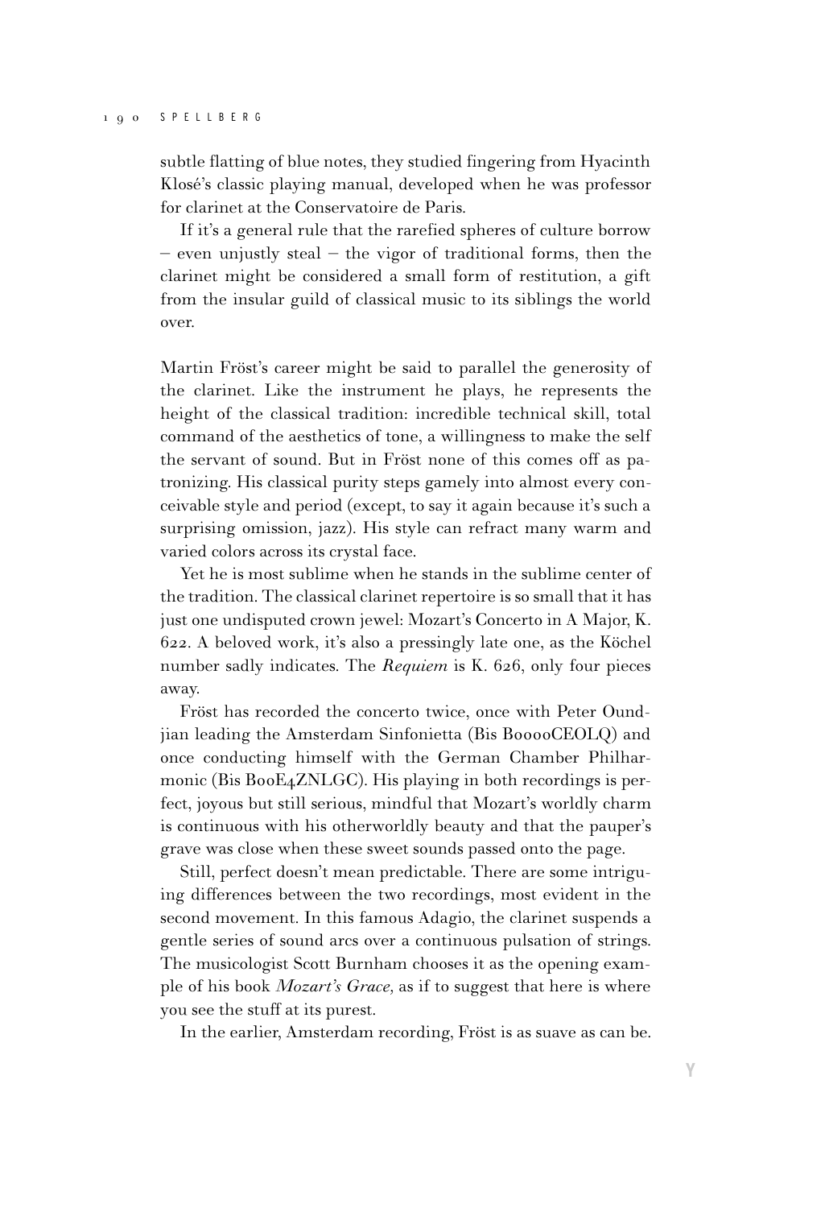subtle flatting of blue notes, they studied fingering from Hyacinth Klosé's classic playing manual, developed when he was professor for clarinet at the Conservatoire de Paris.

If it's a general rule that the rarefied spheres of culture borrow – even unjustly steal – the vigor of traditional forms, then the clarinet might be considered a small form of restitution, a gift from the insular guild of classical music to its siblings the world over.

Martin Fröst's career might be said to parallel the generosity of the clarinet. Like the instrument he plays, he represents the height of the classical tradition: incredible technical skill, total command of the aesthetics of tone, a willingness to make the self the servant of sound. But in Fröst none of this comes off as patronizing. His classical purity steps gamely into almost every conceivable style and period (except, to say it again because it's such a surprising omission, jazz). His style can refract many warm and varied colors across its crystal face.

Yet he is most sublime when he stands in the sublime center of the tradition. The classical clarinet repertoire is so small that it has just one undisputed crown jewel: Mozart's Concerto in A Major, K. 622. A beloved work, it's also a pressingly late one, as the Köchel number sadly indicates. The *Requiem* is K. 626, only four pieces away.

Fröst has recorded the concerto twice, once with Peter Oundjian leading the Amsterdam Sinfonietta (Bis B0000CEOLQ) and once conducting himself with the German Chamber Philharmonic (Bis B00E4ZNLGC). His playing in both recordings is perfect, joyous but still serious, mindful that Mozart's worldly charm is continuous with his otherworldly beauty and that the pauper's grave was close when these sweet sounds passed onto the page.

Still, perfect doesn't mean predictable. There are some intriguing differences between the two recordings, most evident in the second movement. In this famous Adagio, the clarinet suspends a gentle series of sound arcs over a continuous pulsation of strings. The musicologist Scott Burnham chooses it as the opening example of his book *Mozart's Grace*, as if to suggest that here is where you see the stuff at its purest.

In the earlier, Amsterdam recording, Fröst is as suave as can be.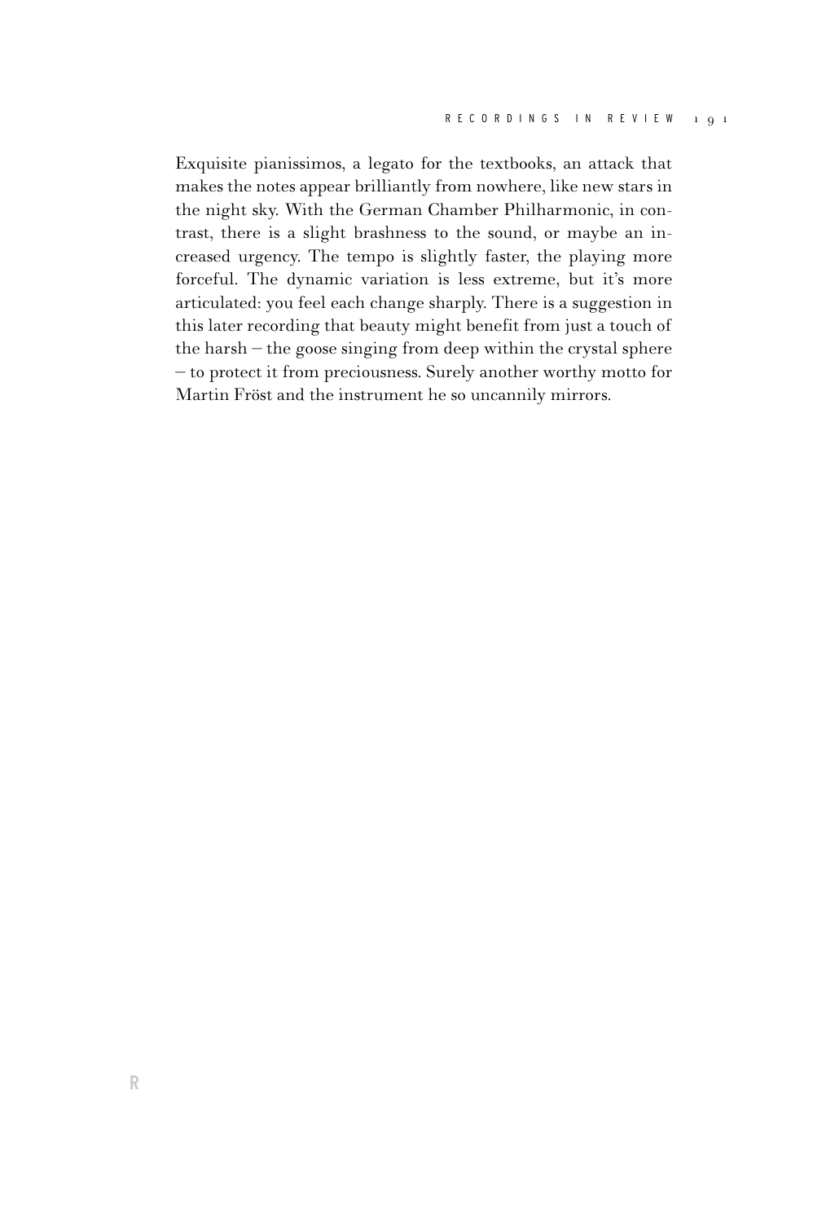Exquisite pianissimos, a legato for the textbooks, an attack that makes the notes appear brilliantly from nowhere, like new stars in the night sky. With the German Chamber Philharmonic, in contrast, there is a slight brashness to the sound, or maybe an increased urgency. The tempo is slightly faster, the playing more forceful. The dynamic variation is less extreme, but it's more articulated: you feel each change sharply. There is a suggestion in this later recording that beauty might benefit from just a touch of the harsh – the goose singing from deep within the crystal sphere – to protect it from preciousness. Surely another worthy motto for Martin Fröst and the instrument he so uncannily mirrors.